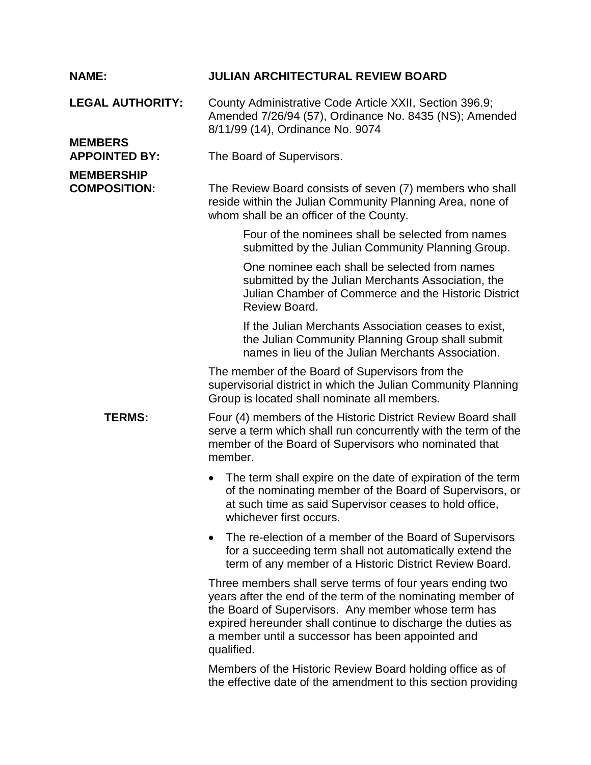**NAME:** **JULIAN ARCHITECTURAL REVIEW BOARD**

**LEGAL AUTHORITY:** County Administrative Code Article XXII, Section 396.9; Amended 7/26/94 (57), Ordinance No. 8435 (NS); Amended 8/11/99 (14), Ordinance No. 9074

**MEMBERS APPOINTED BY:** The Board of Supervisors.

**MEMBERSHIP COMPOSITION:** The Review Board consists of seven (7) members who shall reside within the Julian Community Planning Area, none of whom shall be an officer of the County.

> Four of the nominees shall be selected from names submitted by the Julian Community Planning Group.
>
> One nominee each shall be selected from names submitted by the Julian Merchants Association, the Julian Chamber of Commerce and the Historic District Review Board.
>
> If the Julian Merchants Association ceases to exist, the Julian Community Planning Group shall submit names in lieu of the Julian Merchants Association.

The member of the Board of Supervisors from the supervisorial district in which the Julian Community Planning Group is located shall nominate all members.

**TERMS:** Four (4) members of the Historic District Review Board shall serve a term which shall run concurrently with the term of the member of the Board of Supervisors who nominated that member.

- The term shall expire on the date of expiration of the term of the nominating member of the Board of Supervisors, or at such time as said Supervisor ceases to hold office, whichever first occurs.
- The re-election of a member of the Board of Supervisors for a succeeding term shall not automatically extend the term of any member of a Historic District Review Board.

Three members shall serve terms of four years ending two years after the end of the term of the nominating member of the Board of Supervisors. Any member whose term has expired hereunder shall continue to discharge the duties as a member until a successor has been appointed and qualified.

Members of the Historic Review Board holding office as of the effective date of the amendment to this section providing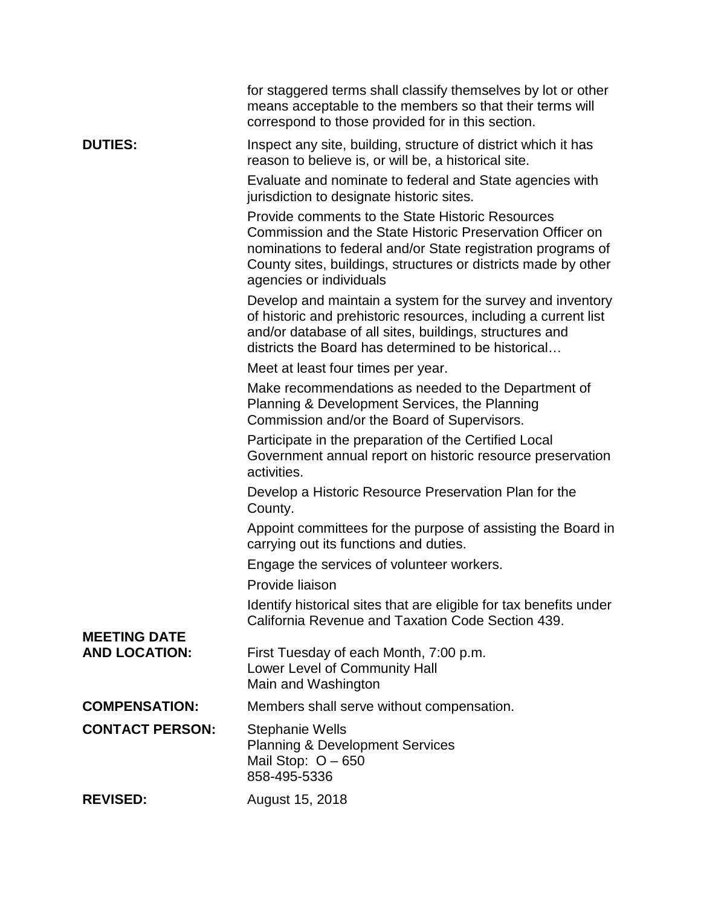for staggered terms shall classify themselves by lot or other means acceptable to the members so that their terms will correspond to those provided for in this section.

**DUTIES:**

Inspect any site, building, structure of district which it has reason to believe is, or will be, a historical site.

Evaluate and nominate to federal and State agencies with jurisdiction to designate historic sites.

Provide comments to the State Historic Resources Commission and the State Historic Preservation Officer on nominations to federal and/or State registration programs of County sites, buildings, structures or districts made by other agencies or individuals

Develop and maintain a system for the survey and inventory of historic and prehistoric resources, including a current list and/or database of all sites, buildings, structures and districts the Board has determined to be historical…

Meet at least four times per year.

Make recommendations as needed to the Department of Planning & Development Services, the Planning Commission and/or the Board of Supervisors.

Participate in the preparation of the Certified Local Government annual report on historic resource preservation activities.

Develop a Historic Resource Preservation Plan for the County.

Appoint committees for the purpose of assisting the Board in carrying out its functions and duties.

Engage the services of volunteer workers.

Provide liaison

Identify historical sites that are eligible for tax benefits under California Revenue and Taxation Code Section 439.

**MEETING DATE AND LOCATION:**

First Tuesday of each Month, 7:00 p.m.
Lower Level of Community Hall
Main and Washington

**COMPENSATION:** Members shall serve without compensation.

**CONTACT PERSON:**

Stephanie Wells
Planning & Development Services
Mail Stop: O – 650
858-495-5336

**REVISED:** August 15, 2018